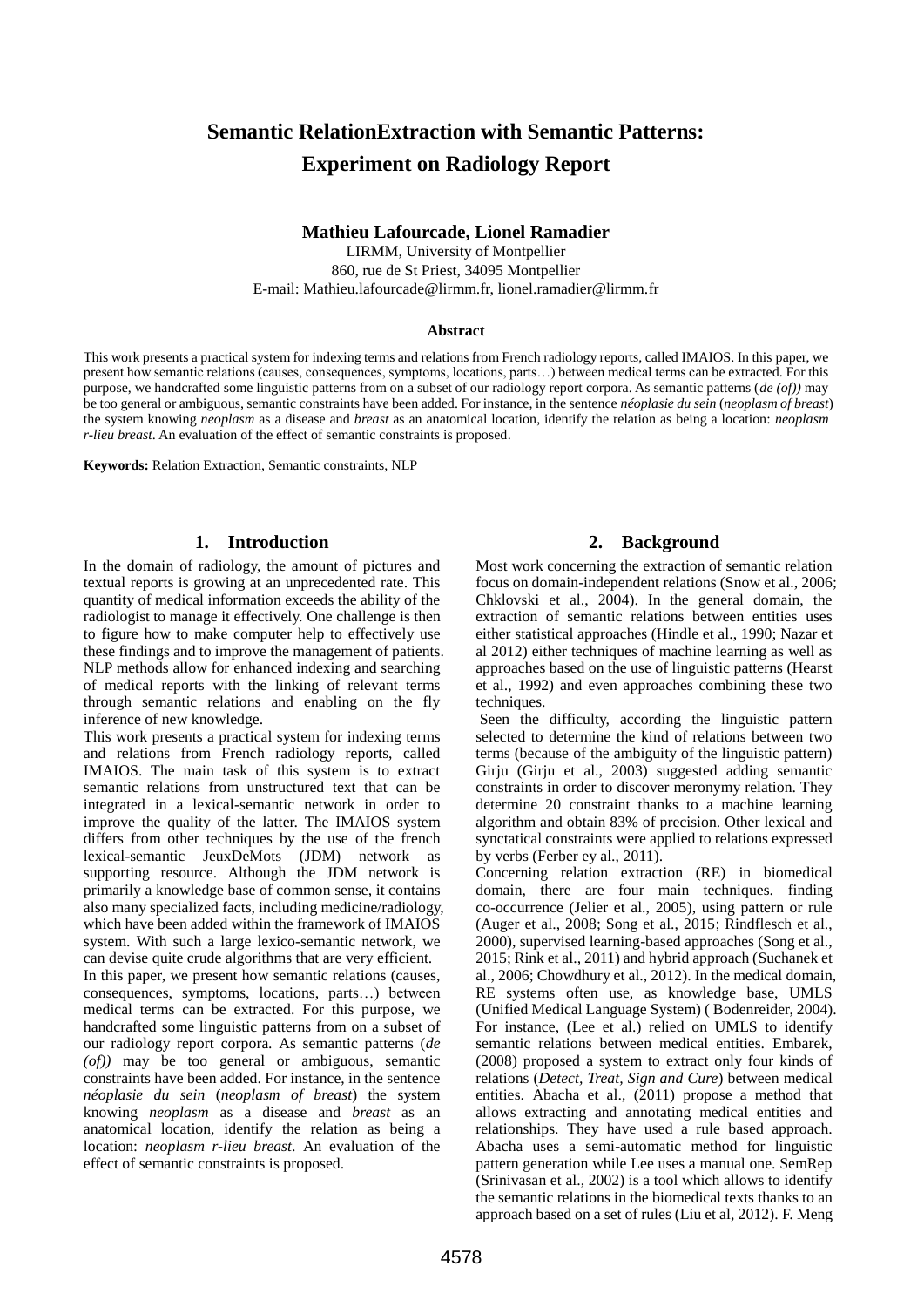# Semantic RelationExtraction with Semantic Patterns: Experiment on Radiology Report

**Mathieu Lafourcade, Lionel Ramadier**

LIRMM, University of Montpellier
860, rue de St Priest, 34095 Montpellier
E-mail: Mathieu.lafourcade@lirmm.fr, lionel.ramadier@lirmm.fr

### Abstract

This work presents a practical system for indexing terms and relations from French radiology reports, called IMAIOS. In this paper, we present how semantic relations (causes, consequences, symptoms, locations, parts…) between medical terms can be extracted. For this purpose, we handcrafted some linguistic patterns from on a subset of our radiology report corpora. As semantic patterns (*de (of))* may be too general or ambiguous, semantic constraints have been added. For instance, in the sentence *néoplasie du sein* (*neoplasm of breast*) the system knowing *neoplasm* as a disease and *breast* as an anatomical location, identify the relation as being a location: *neoplasm r-lieu breast*. An evaluation of the effect of semantic constraints is proposed.

**Keywords:** Relation Extraction, Semantic constraints, NLP

## 1. Introduction

In the domain of radiology, the amount of pictures and textual reports is growing at an unprecedented rate. This quantity of medical information exceeds the ability of the radiologist to manage it effectively. One challenge is then to figure how to make computer help to effectively use these findings and to improve the management of patients. NLP methods allow for enhanced indexing and searching of medical reports with the linking of relevant terms through semantic relations and enabling on the fly inference of new knowledge.

This work presents a practical system for indexing terms and relations from French radiology reports, called IMAIOS. The main task of this system is to extract semantic relations from unstructured text that can be integrated in a lexical-semantic network in order to improve the quality of the latter. The IMAIOS system differs from other techniques by the use of the french lexical-semantic JeuxDeMots (JDM) network as supporting resource. Although the JDM network is primarily a knowledge base of common sense, it contains also many specialized facts, including medicine/radiology, which have been added within the framework of IMAIOS system. With such a large lexico-semantic network, we can devise quite crude algorithms that are very efficient.

In this paper, we present how semantic relations (causes, consequences, symptoms, locations, parts…) between medical terms can be extracted. For this purpose, we handcrafted some linguistic patterns from on a subset of our radiology report corpora. As semantic patterns (*de (of))* may be too general or ambiguous, semantic constraints have been added. For instance, in the sentence *néoplasie du sein* (*neoplasm of breast*) the system knowing *neoplasm* as a disease and *breast* as an anatomical location, identify the relation as being a location: *neoplasm r-lieu breast*. An evaluation of the effect of semantic constraints is proposed.

## 2. Background

Most work concerning the extraction of semantic relation focus on domain-independent relations (Snow et al., 2006; Chklovski et al., 2004). In the general domain, the extraction of semantic relations between entities uses either statistical approaches (Hindle et al., 1990; Nazar et al 2012) either techniques of machine learning as well as approaches based on the use of linguistic patterns (Hearst et al., 1992) and even approaches combining these two techniques.

Seen the difficulty, according the linguistic pattern selected to determine the kind of relations between two terms (because of the ambiguity of the linguistic pattern) Girju (Girju et al., 2003) suggested adding semantic constraints in order to discover meronymy relation. They determine 20 constraint thanks to a machine learning algorithm and obtain 83% of precision. Other lexical and synctatical constraints were applied to relations expressed by verbs (Ferber ey al., 2011).

Concerning relation extraction (RE) in biomedical domain, there are four main techniques. finding co-occurrence (Jelier et al., 2005), using pattern or rule (Auger et al., 2008; Song et al., 2015; Rindflesch et al., 2000), supervised learning-based approaches (Song et al., 2015; Rink et al., 2011) and hybrid approach (Suchanek et al., 2006; Chowdhury et al., 2012). In the medical domain, RE systems often use, as knowledge base, UMLS (Unified Medical Language System) ( Bodenreider, 2004). For instance, (Lee et al.) relied on UMLS to identify semantic relations between medical entities. Embarek, (2008) proposed a system to extract only four kinds of relations (*Detect, Treat, Sign and Cure*) between medical entities. Abacha et al., (2011) propose a method that allows extracting and annotating medical entities and relationships. They have used a rule based approach. Abacha uses a semi-automatic method for linguistic pattern generation while Lee uses a manual one. SemRep (Srinivasan et al., 2002) is a tool which allows to identify the semantic relations in the biomedical texts thanks to an approach based on a set of rules (Liu et al, 2012). F. Meng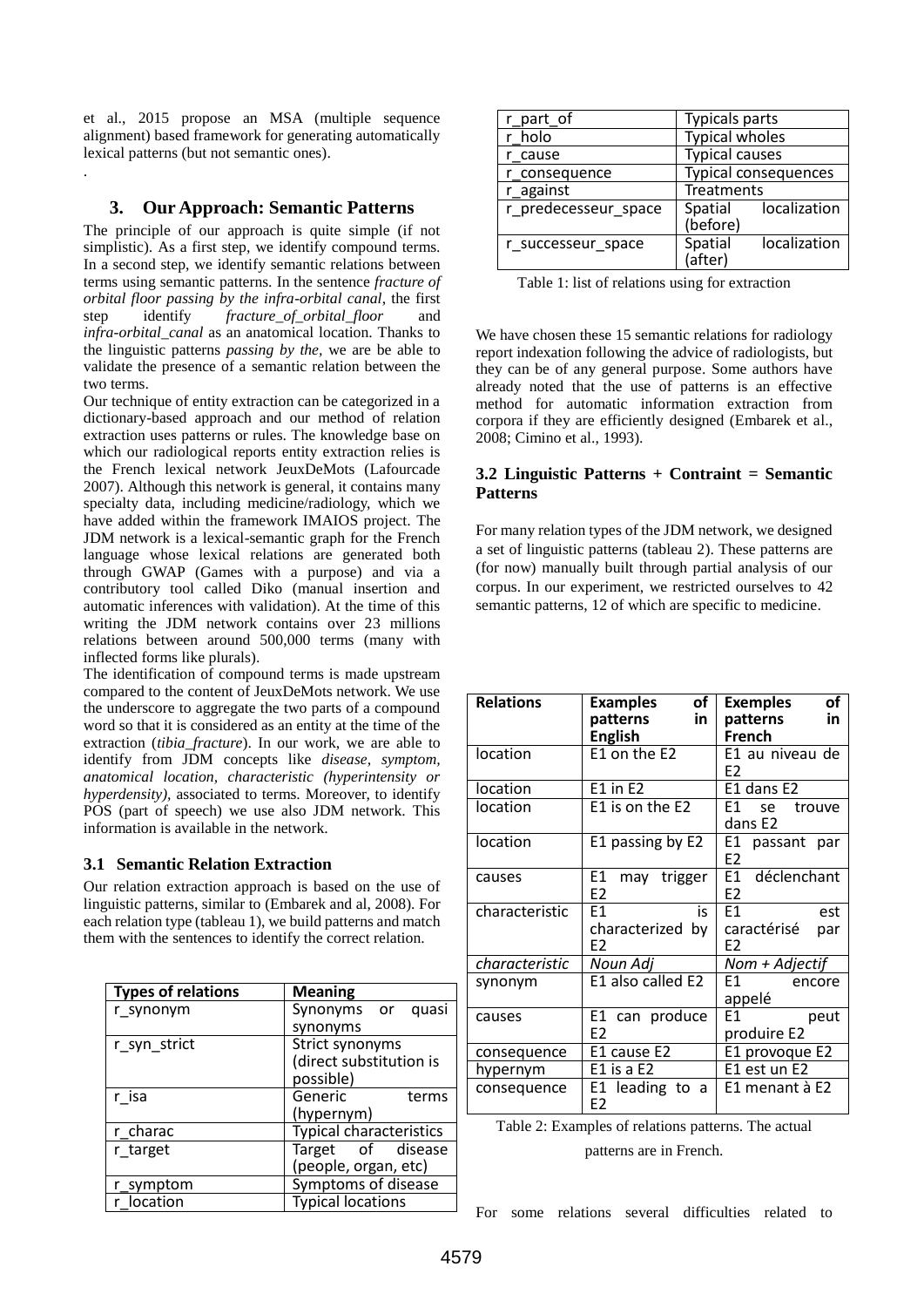et al., 2015 propose an MSA (multiple sequence alignment) based framework for generating automatically lexical patterns (but not semantic ones).

.

## 3. Our Approach: Semantic Patterns

The principle of our approach is quite simple (if not simplistic). As a first step, we identify compound terms. In a second step, we identify semantic relations between terms using semantic patterns. In the sentence *fracture of orbital floor passing by the infra-orbital canal*, the first step identify *fracture_of_orbital_floor* and *infra-orbital_canal* as an anatomical location. Thanks to the linguistic patterns *passing by the*, we are be able to validate the presence of a semantic relation between the two terms.

Our technique of entity extraction can be categorized in a dictionary-based approach and our method of relation extraction uses patterns or rules. The knowledge base on which our radiological reports entity extraction relies is the French lexical network JeuxDeMots (Lafourcade 2007). Although this network is general, it contains many specialty data, including medicine/radiology, which we have added within the framework IMAIOS project. The JDM network is a lexical-semantic graph for the French language whose lexical relations are generated both through GWAP (Games with a purpose) and via a contributory tool called Diko (manual insertion and automatic inferences with validation). At the time of this writing the JDM network contains over 23 millions relations between around 500,000 terms (many with inflected forms like plurals).

The identification of compound terms is made upstream compared to the content of JeuxDeMots network. We use the underscore to aggregate the two parts of a compound word so that it is considered as an entity at the time of the extraction (*tibia_fracture*). In our work, we are able to identify from JDM concepts like *disease, symptom, anatomical location, characteristic (hyperintensity or hyperdensity)*, associated to terms. Moreover, to identify POS (part of speech) we use also JDM network. This information is available in the network.

### 3.1 Semantic Relation Extraction

Our relation extraction approach is based on the use of linguistic patterns, similar to (Embarek and al, 2008). For each relation type (tableau 1), we build patterns and match them with the sentences to identify the correct relation.

| Types of relations | Meaning |
|---|---|
| r_synonym | Synonyms or quasi synonyms |
| r_syn_strict | Strict synonyms (direct substitution is possible) |
| r_isa | Generic terms (hypernym) |
| r_charac | Typical characteristics |
| r_target | Target of disease (people, organ, etc) |
| r_symptom | Symptoms of disease |
| r_location | Typical locations |
| r_part_of | Typicals parts |
| r_holo | Typical wholes |
| r_cause | Typical causes |
| r_consequence | Typical consequences |
| r_against | Treatments |
| r_predecesseur_space | Spatial localization (before) |
| r_successeur_space | Spatial localization (after) |

Table 1: list of relations using for extraction

We have chosen these 15 semantic relations for radiology report indexation following the advice of radiologists, but they can be of any general purpose. Some authors have already noted that the use of patterns is an effective method for automatic information extraction from corpora if they are efficiently designed (Embarek et al., 2008; Cimino et al., 1993).

### 3.2 Linguistic Patterns + Contraint = Semantic Patterns

For many relation types of the JDM network, we designed a set of linguistic patterns (tableau 2). These patterns are (for now) manually built through partial analysis of our corpus. In our experiment, we restricted ourselves to 42 semantic patterns, 12 of which are specific to medicine.

| Relations | Examples of patterns in English | Exemples of patterns in French |
|---|---|---|
| location | E1 on the E2 | E1 au niveau de E2 |
| location | E1 in E2 | E1 dans E2 |
| location | E1 is on the E2 | E1 se trouve dans E2 |
| location | E1 passing by E2 | E1 passant par E2 |
| causes | E1 may trigger E2 | E1 déclenchant E2 |
| characteristic | E1 is characterized by E2 | E1 est caractérisé par E2 |
| *characteristic* | *Noun Adj* | *Nom + Adjectif* |
| synonym | E1 also called E2 | E1 encore appelé |
| causes | E1 can produce E2 | E1 peut produire E2 |
| consequence | E1 cause E2 | E1 provoque E2 |
| hypernym | E1 is a E2 | E1 est un E2 |
| consequence | E1 leading to a E2 | E1 menant à E2 |

Table 2: Examples of relations patterns. The actual patterns are in French.

For some relations several difficulties related to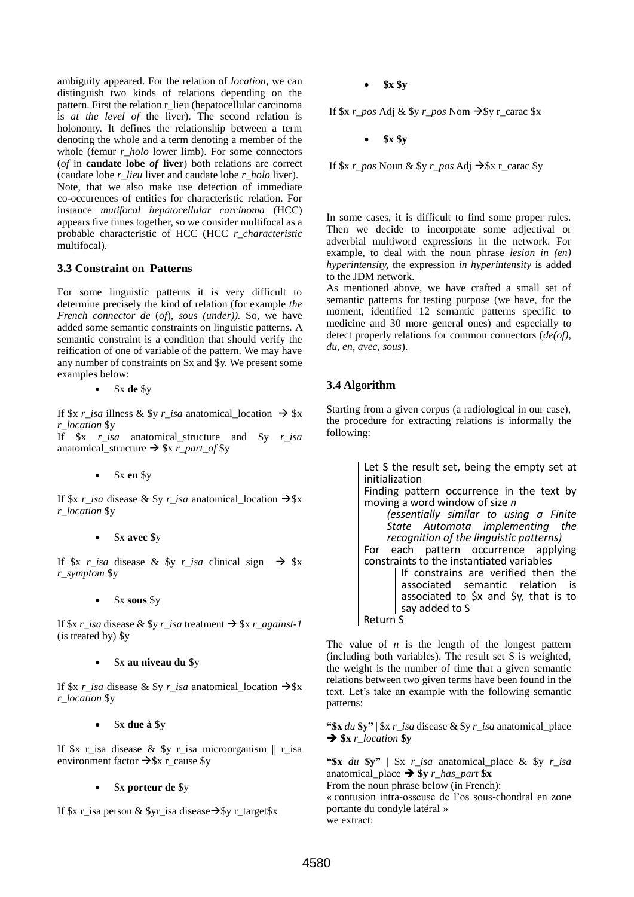ambiguity appeared. For the relation of *location*, we can distinguish two kinds of relations depending on the pattern. First the relation r_lieu (hepatocellular carcinoma is *at the level of* the liver). The second relation is holonomy. It defines the relationship between a term denoting the whole and a term denoting a member of the whole (femur *r_holo* lower limb). For some connectors (*of* in **caudate lobe *of* liver**) both relations are correct (caudate lobe *r_lieu* liver and caudate lobe *r_holo* liver).
Note, that we also make use detection of immediate co-occurences of entities for characteristic relation. For instance *mutifocal hepatocellular carcinoma* (HCC) appears five times together, so we consider multifocal as a probable characteristic of HCC (HCC *r_characteristic* multifocal).

### 3.3 Constraint on Patterns

For some linguistic patterns it is very difficult to determine precisely the kind of relation (for example *the French connector de* (*of*), *sous (under)).* So, we have added some semantic constraints on linguistic patterns. A semantic constraint is a condition that should verify the reification of one of variable of the pattern. We may have any number of constraints on $x and $y. We present some examples below:

- $x **de** $y

If $x *r_isa* illness & $y *r_isa* anatomical_location → $x *r_location* $y
If $x *r_isa* anatomical_structure and $y *r_isa* anatomical_structure → $x *r_part_of* $y

- $x **en** $y

If $x *r_isa* disease & $y *r_isa* anatomical_location →$x *r_location* $y

- $x **avec** $y

If $x *r_isa* disease & $y *r_isa* clinical sign → $x *r_symptom* $y

- $x **sous** $y

If $x *r_isa* disease & $y *r_isa* treatment → $x *r_against-1* (is treated by) $y

- $x **au niveau du** $y

If $x *r_isa* disease & $y *r_isa* anatomical_location →$x *r_location* $y

- $x **due à** $y

If $x r_isa disease & $y r_isa microorganism || r_isa environment factor →$x r_cause $y

- $x **porteur de** $y

If $x r_isa person & $yr_isa disease→$y r_target$x

- **$x $y**

If $x *r_pos* Adj & $y *r_pos* Nom →$y r_carac $x

- **$x $y**

If $x *r_pos* Noun & $y *r_pos* Adj →$x r_carac $y

In some cases, it is difficult to find some proper rules. Then we decide to incorporate some adjectival or adverbial multiword expressions in the network. For example, to deal with the noun phrase *lesion in (en) hyperintensity,* the expression *in hyperintensity* is added to the JDM network.
As mentioned above, we have crafted a small set of semantic patterns for testing purpose (we have, for the moment, identified 12 semantic patterns specific to medicine and 30 more general ones) and especially to detect properly relations for common connectors (*de(of), du, en, avec, sous*).

### 3.4 Algorithm

Starting from a given corpus (a radiological in our case), the procedure for extracting relations is informally the following:

```
Let S the result set, being the empty set at initialization
Finding pattern occurrence in the text by moving a word window of size n
    (essentially similar to using a Finite State Automata implementing the recognition of the linguistic patterns)
For each pattern occurrence applying constraints to the instantiated variables
    If constrains are verified then the associated semantic relation is associated to $x and $y, that is to say added to S
Return S
```

The value of *n* is the length of the longest pattern (including both variables). The result set S is weighted, the weight is the number of time that a given semantic relations between two given terms have been found in the text. Let's take an example with the following semantic patterns:

**"$x** *du* **$y"** | $x *r_isa* disease & $y *r_isa* anatomical_place → **$x** *r_location* **$y**

**"$x** *du* **$y"** | $x *r_isa* anatomical_place & $y *r_isa* anatomical_place → **$y** *r_has_part* **$x**
From the noun phrase below (in French):
« contusion intra-osseuse de l'os sous-chondral en zone portante du condyle latéral »
we extract: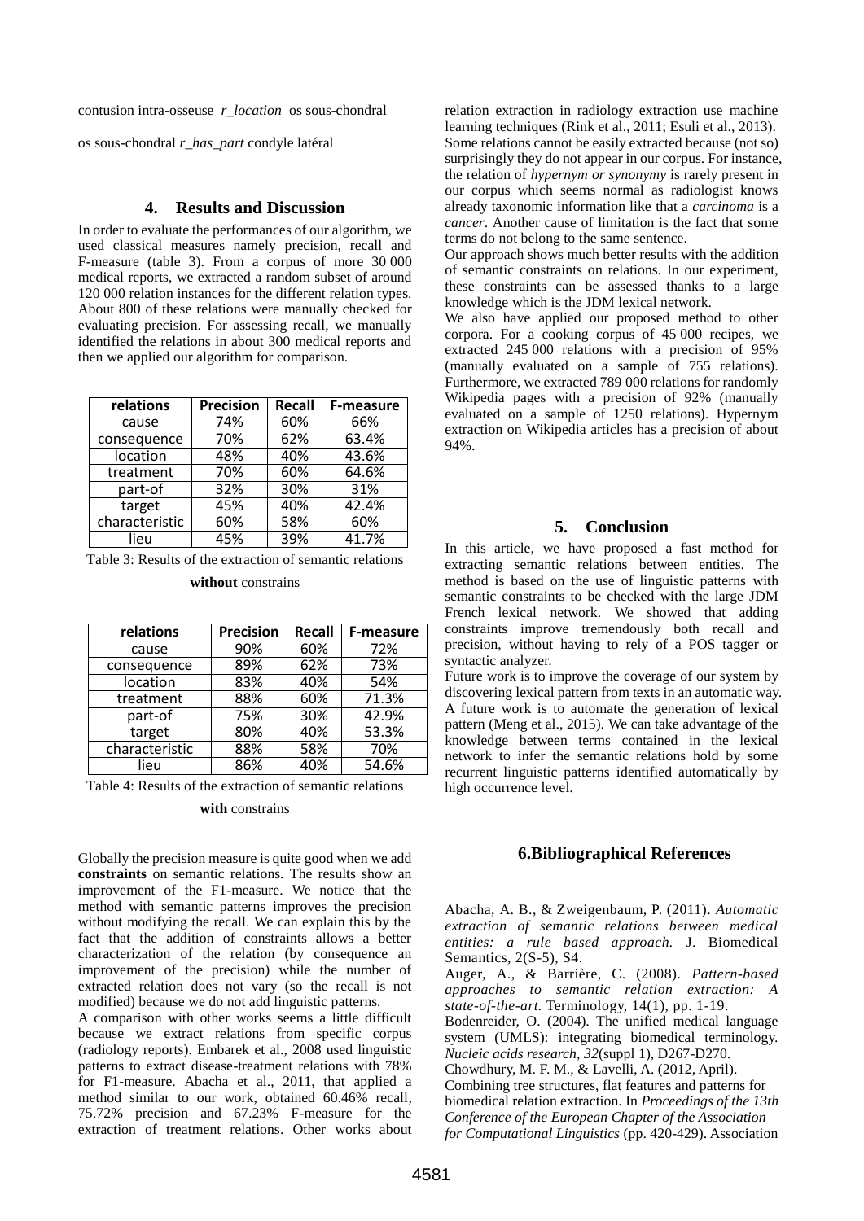contusion intra-osseuse *r_location* os sous-chondral

os sous-chondral *r_has_part* condyle latéral

## 4. Results and Discussion

In order to evaluate the performances of our algorithm, we used classical measures namely precision, recall and F-measure (table 3). From a corpus of more 30 000 medical reports, we extracted a random subset of around 120 000 relation instances for the different relation types. About 800 of these relations were manually checked for evaluating precision. For assessing recall, we manually identified the relations in about 300 medical reports and then we applied our algorithm for comparison.

| relations | Precision | Recall | F-measure |
|---|---|---|---|
| cause | 74% | 60% | 66% |
| consequence | 70% | 62% | 63.4% |
| location | 48% | 40% | 43.6% |
| treatment | 70% | 60% | 64.6% |
| part-of | 32% | 30% | 31% |
| target | 45% | 40% | 42.4% |
| characteristic | 60% | 58% | 60% |
| lieu | 45% | 39% | 41.7% |

Table 3: Results of the extraction of semantic relations **without** constrains

| relations | Precision | Recall | F-measure |
|---|---|---|---|
| cause | 90% | 60% | 72% |
| consequence | 89% | 62% | 73% |
| location | 83% | 40% | 54% |
| treatment | 88% | 60% | 71.3% |
| part-of | 75% | 30% | 42.9% |
| target | 80% | 40% | 53.3% |
| characteristic | 88% | 58% | 70% |
| lieu | 86% | 40% | 54.6% |

Table 4: Results of the extraction of semantic relations **with** constrains

Globally the precision measure is quite good when we add **constraints** on semantic relations. The results show an improvement of the F1-measure. We notice that the method with semantic patterns improves the precision without modifying the recall. We can explain this by the fact that the addition of constraints allows a better characterization of the relation (by consequence an improvement of the precision) while the number of extracted relation does not vary (so the recall is not modified) because we do not add linguistic patterns.

A comparison with other works seems a little difficult because we extract relations from specific corpus (radiology reports). Embarek et al., 2008 used linguistic patterns to extract disease-treatment relations with 78% for F1-measure. Abacha et al., 2011, that applied a method similar to our work, obtained 60.46% recall, 75.72% precision and 67.23% F-measure for the extraction of treatment relations. Other works about relation extraction in radiology extraction use machine learning techniques (Rink et al., 2011; Esuli et al., 2013).

Some relations cannot be easily extracted because (not so) surprisingly they do not appear in our corpus. For instance, the relation of *hypernym or synonymy* is rarely present in our corpus which seems normal as radiologist knows already taxonomic information like that a *carcinoma* is a *cancer*. Another cause of limitation is the fact that some terms do not belong to the same sentence.

Our approach shows much better results with the addition of semantic constraints on relations. In our experiment, these constraints can be assessed thanks to a large knowledge which is the JDM lexical network.

We also have applied our proposed method to other corpora. For a cooking corpus of 45 000 recipes, we extracted 245 000 relations with a precision of 95% (manually evaluated on a sample of 755 relations). Furthermore, we extracted 789 000 relations for randomly Wikipedia pages with a precision of 92% (manually evaluated on a sample of 1250 relations). Hypernym extraction on Wikipedia articles has a precision of about 94%.

## 5. Conclusion

In this article, we have proposed a fast method for extracting semantic relations between entities. The method is based on the use of linguistic patterns with semantic constraints to be checked with the large JDM French lexical network. We showed that adding constraints improve tremendously both recall and precision, without having to rely of a POS tagger or syntactic analyzer.

Future work is to improve the coverage of our system by discovering lexical pattern from texts in an automatic way. A future work is to automate the generation of lexical pattern (Meng et al., 2015). We can take advantage of the knowledge between terms contained in the lexical network to infer the semantic relations hold by some recurrent linguistic patterns identified automatically by high occurrence level.

## 6.Bibliographical References

Abacha, A. B., & Zweigenbaum, P. (2011). *Automatic extraction of semantic relations between medical entities: a rule based approach.* J. Biomedical Semantics, 2(S-5), S4.

Auger, A., & Barrière, C. (2008). *Pattern-based approaches to semantic relation extraction: A state-of-the-art.* Terminology, 14(1), pp. 1-19.

Bodenreider, O. (2004). The unified medical language system (UMLS): integrating biomedical terminology. *Nucleic acids research*, *32*(suppl 1), D267-D270.

Chowdhury, M. F. M., & Lavelli, A. (2012, April). Combining tree structures, flat features and patterns for biomedical relation extraction. In *Proceedings of the 13th Conference of the European Chapter of the Association for Computational Linguistics* (pp. 420-429). Association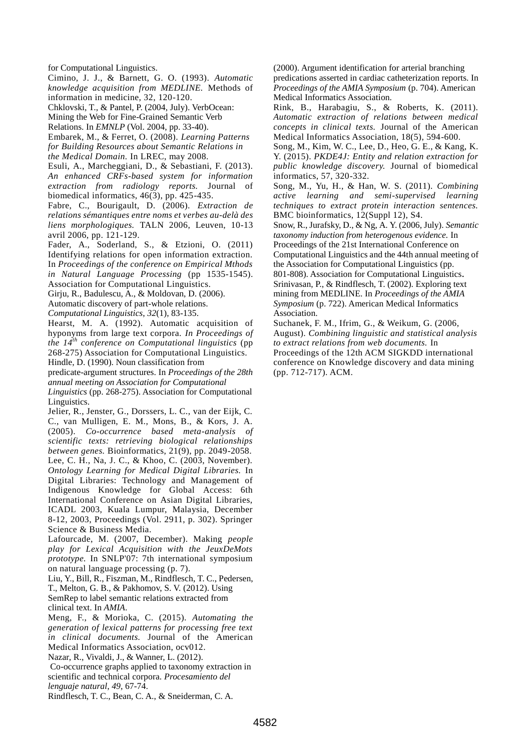for Computational Linguistics.

Cimino, J. J., & Barnett, G. O. (1993). *Automatic knowledge acquisition from MEDLINE.* Methods of information in medicine, 32, 120-120.

Chklovski, T., & Pantel, P. (2004, July). VerbOcean: Mining the Web for Fine-Grained Semantic Verb Relations. In *EMNLP* (Vol. 2004, pp. 33-40).

Embarek, M., & Ferret, O. (2008). *Learning Patterns for Building Resources about Semantic Relations in the Medical Domain.* In LREC, may 2008.

Esuli, A., Marcheggiani, D., & Sebastiani, F. (2013). *An enhanced CRFs-based system for information extraction from radiology reports.* Journal of biomedical informatics, 46(3), pp. 425-435.

Fabre, C., Bourigault, D. (2006). *Extraction de relations sémantiques entre noms et verbes au-delà des liens morphologiques.* TALN 2006, Leuven, 10-13 avril 2006, pp. 121-129.

Fader, A., Soderland, S., & Etzioni, O. (2011) Identifying relations for open information extraction. In *Proceedings of the conference on Empirical Mthods in Natural Language Processing* (pp 1535-1545). Association for Computational Linguistics.

Girju, R., Badulescu, A., & Moldovan, D. (2006). Automatic discovery of part-whole relations. *Computational Linguistics*, *32*(1), 83-135.

Hearst, M. A. (1992). Automatic acquisition of hyponyms from large text corpora. *In Proceedings of the 14th conference on Computational linguistics* (pp 268-275) Association for Computational Linguistics.

Hindle, D. (1990). Noun classification from predicate-argument structures. In *Proceedings of the 28th annual meeting on Association for Computational Linguistics* (pp. 268-275). Association for Computational Linguistics.

Jelier, R., Jenster, G., Dorssers, L. C., van der Eijk, C. C., van Mulligen, E. M., Mons, B., & Kors, J. A. (2005). *Co-occurrence based meta-analysis of scientific texts: retrieving biological relationships between genes.* Bioinformatics, 21(9), pp. 2049-2058.

Lee, C. H., Na, J. C., & Khoo, C. (2003, November). *Ontology Learning for Medical Digital Libraries.* In Digital Libraries: Technology and Management of Indigenous Knowledge for Global Access: 6th International Conference on Asian Digital Libraries, ICADL 2003, Kuala Lumpur, Malaysia, December 8-12, 2003, Proceedings (Vol. 2911, p. 302). Springer Science & Business Media.

Lafourcade, M. (2007, December). Making *people play for Lexical Acquisition with the JeuxDeMots prototype.* In SNLP'07: 7th international symposium on natural language processing (p. 7).

Liu, Y., Bill, R., Fiszman, M., Rindflesch, T. C., Pedersen, T., Melton, G. B., & Pakhomov, S. V. (2012). Using SemRep to label semantic relations extracted from clinical text. In *AMIA*.

Meng, F., & Morioka, C. (2015). *Automating the generation of lexical patterns for processing free text in clinical documents.* Journal of the American Medical Informatics Association, ocv012.

Nazar, R., Vivaldi, J., & Wanner, L. (2012). Co-occurrence graphs applied to taxonomy extraction in scientific and technical corpora. *Procesamiento del lenguaje natural*, *49*, 67-74.

Rindflesch, T. C., Bean, C. A., & Sneiderman, C. A. (2000). Argument identification for arterial branching predications asserted in cardiac catheterization reports. In *Proceedings of the AMIA Symposium* (p. 704). American Medical Informatics Association.

Rink, B., Harabagiu, S., & Roberts, K. (2011). *Automatic extraction of relations between medical concepts in clinical texts.* Journal of the American Medical Informatics Association, 18(5), 594-600.

Song, M., Kim, W. C., Lee, D., Heo, G. E., & Kang, K. Y. (2015). *PKDE4J: Entity and relation extraction for public knowledge discovery.* Journal of biomedical informatics, 57, 320-332.

Song, M., Yu, H., & Han, W. S. (2011). *Combining active learning and semi-supervised learning techniques to extract protein interaction sentences.* BMC bioinformatics, 12(Suppl 12), S4.

Snow, R., Jurafsky, D., & Ng, A. Y. (2006, July). *Semantic taxonomy induction from heterogenous evidence.* In Proceedings of the 21st International Conference on Computational Linguistics and the 44th annual meeting of the Association for Computational Linguistics (pp. 801-808). Association for Computational Linguistics.

Srinivasan, P., & Rindflesch, T. (2002). Exploring text mining from MEDLINE. In *Proceedings of the AMIA Symposium* (p. 722). American Medical Informatics Association.

Suchanek, F. M., Ifrim, G., & Weikum, G. (2006, August). *Combining linguistic and statistical analysis to extract relations from web documents.* In Proceedings of the 12th ACM SIGKDD international conference on Knowledge discovery and data mining (pp. 712-717). ACM.